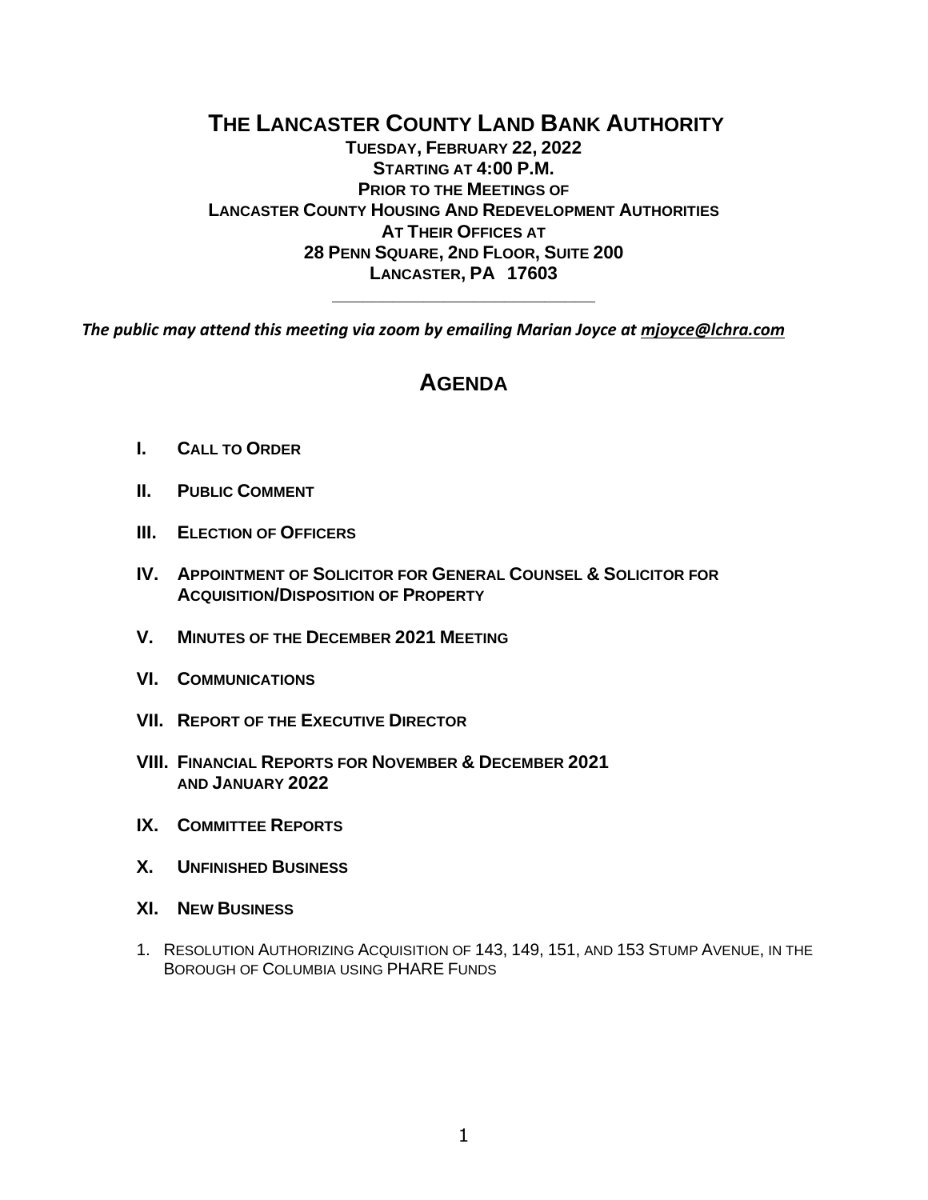# THE LANCASTER COUNTY LAND BANK AUTHORITY

**TUESDAY, FEBRUARY 22, 2022**
**STARTING AT 4:00 P.M.**
**PRIOR TO THE MEETINGS OF**
**LANCASTER COUNTY HOUSING AND REDEVELOPMENT AUTHORITIES**
**AT THEIR OFFICES AT**
**28 PENN SQUARE, 2ND FLOOR, SUITE 200**
**LANCASTER, PA 17603**

---

***The public may attend this meeting via zoom by emailing Marian Joyce at mjoyce@lchra.com***

## AGENDA

- **I. CALL TO ORDER**
- **II. PUBLIC COMMENT**
- **III. ELECTION OF OFFICERS**
- **IV. APPOINTMENT OF SOLICITOR FOR GENERAL COUNSEL & SOLICITOR FOR ACQUISITION/DISPOSITION OF PROPERTY**
- **V. MINUTES OF THE DECEMBER 2021 MEETING**
- **VI. COMMUNICATIONS**
- **VII. REPORT OF THE EXECUTIVE DIRECTOR**
- **VIII. FINANCIAL REPORTS FOR NOVEMBER & DECEMBER 2021 AND JANUARY 2022**
- **IX. COMMITTEE REPORTS**
- **X. UNFINISHED BUSINESS**
- **XI. NEW BUSINESS**

1. RESOLUTION AUTHORIZING ACQUISITION OF 143, 149, 151, AND 153 STUMP AVENUE, IN THE BOROUGH OF COLUMBIA USING PHARE FUNDS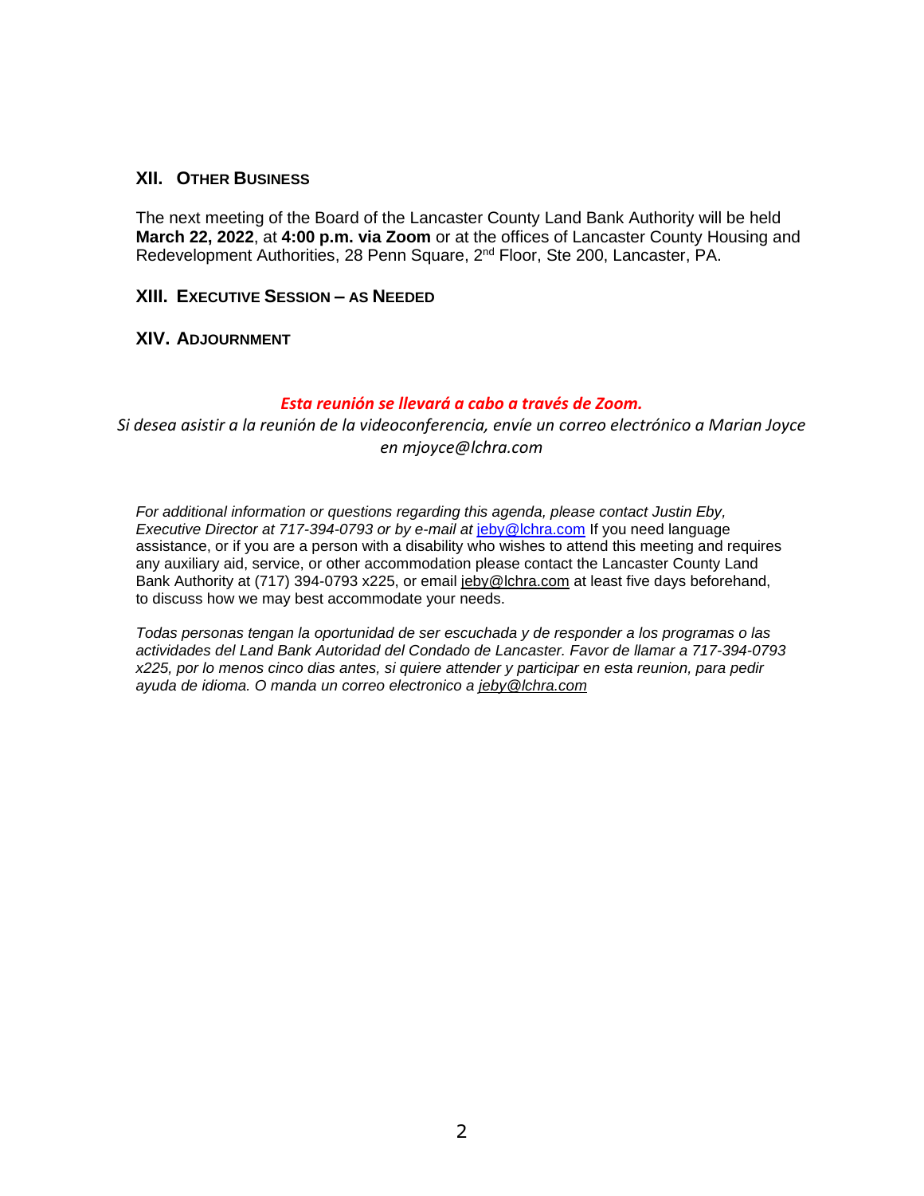## XII. Other Business

The next meeting of the Board of the Lancaster County Land Bank Authority will be held **March 22, 2022**, at **4:00 p.m. via Zoom** or at the offices of Lancaster County Housing and Redevelopment Authorities, 28 Penn Square, 2nd Floor, Ste 200, Lancaster, PA.

## XIII. Executive Session – as Needed

## XIV. Adjournment

***Esta reunión se llevará a cabo a través de Zoom.***

*Si desea asistir a la reunión de la videoconferencia, envíe un correo electrónico a Marian Joyce en mjoyce@lchra.com*

*For additional information or questions regarding this agenda, please contact Justin Eby, Executive Director at 717-394-0793 or by e-mail at* jeby@lchra.com If you need language assistance, or if you are a person with a disability who wishes to attend this meeting and requires any auxiliary aid, service, or other accommodation please contact the Lancaster County Land Bank Authority at (717) 394-0793 x225, or email jeby@lchra.com at least five days beforehand, to discuss how we may best accommodate your needs.

*Todas personas tengan la oportunidad de ser escuchada y de responder a los programas o las actividades del Land Bank Autoridad del Condado de Lancaster. Favor de llamar a 717-394-0793 x225, por lo menos cinco dias antes, si quiere attender y participar en esta reunion, para pedir ayuda de idioma. O manda un correo electronico a jeby@lchra.com*